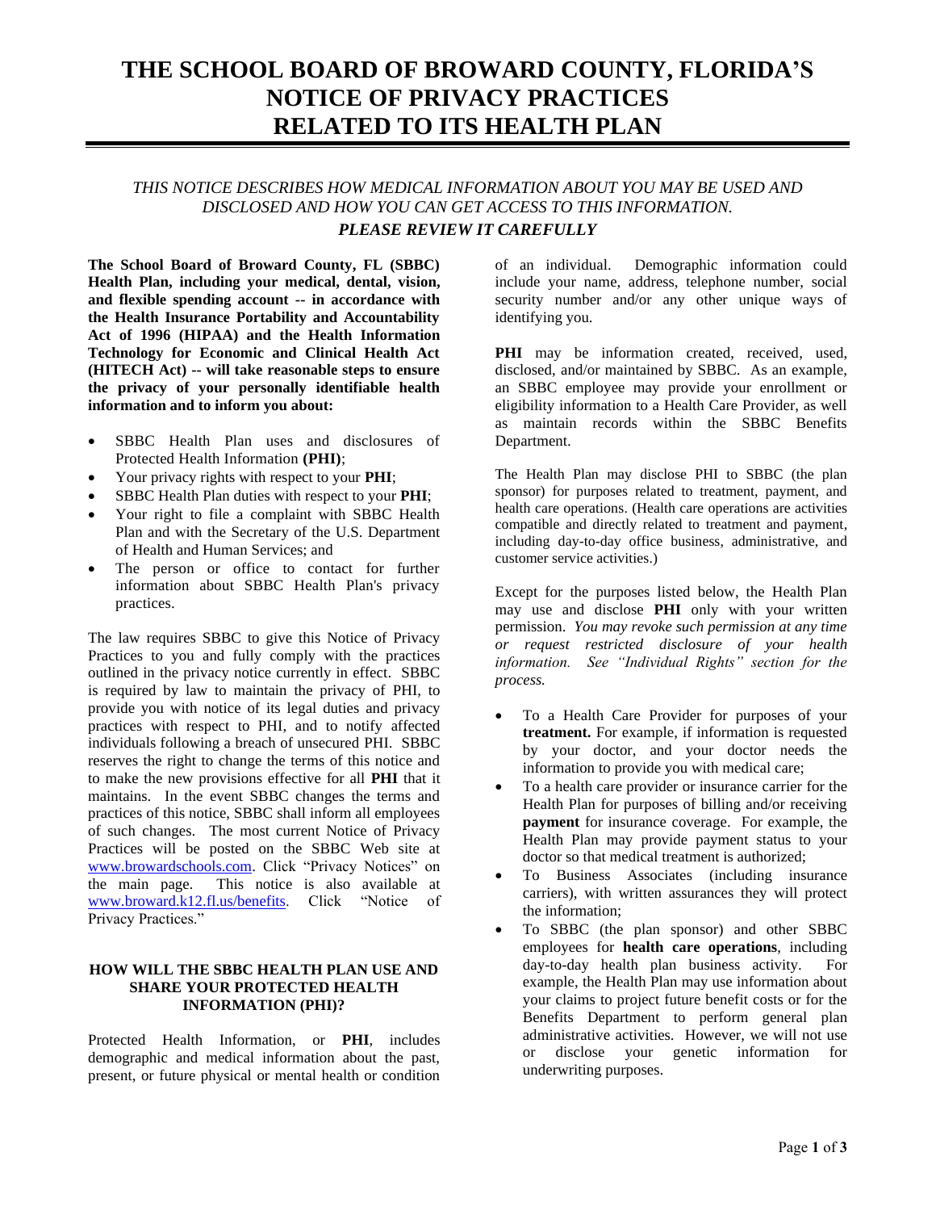# THE SCHOOL BOARD OF BROWARD COUNTY, FLORIDA'S NOTICE OF PRIVACY PRACTICES RELATED TO ITS HEALTH PLAN

*THIS NOTICE DESCRIBES HOW MEDICAL INFORMATION ABOUT YOU MAY BE USED AND DISCLOSED AND HOW YOU CAN GET ACCESS TO THIS INFORMATION.*

***PLEASE REVIEW IT CAREFULLY***

**The School Board of Broward County, FL (SBBC) Health Plan, including your medical, dental, vision, and flexible spending account -- in accordance with the Health Insurance Portability and Accountability Act of 1996 (HIPAA) and the Health Information Technology for Economic and Clinical Health Act (HITECH Act) -- will take reasonable steps to ensure the privacy of your personally identifiable health information and to inform you about:**

- SBBC Health Plan uses and disclosures of Protected Health Information **(PHI)**;
- Your privacy rights with respect to your **PHI**;
- SBBC Health Plan duties with respect to your **PHI**;
- Your right to file a complaint with SBBC Health Plan and with the Secretary of the U.S. Department of Health and Human Services; and
- The person or office to contact for further information about SBBC Health Plan's privacy practices.

The law requires SBBC to give this Notice of Privacy Practices to you and fully comply with the practices outlined in the privacy notice currently in effect. SBBC is required by law to maintain the privacy of PHI, to provide you with notice of its legal duties and privacy practices with respect to PHI, and to notify affected individuals following a breach of unsecured PHI. SBBC reserves the right to change the terms of this notice and to make the new provisions effective for all **PHI** that it maintains. In the event SBBC changes the terms and practices of this notice, SBBC shall inform all employees of such changes. The most current Notice of Privacy Practices will be posted on the SBBC Web site at www.browardschools.com. Click "Privacy Notices" on the main page. This notice is also available at www.broward.k12.fl.us/benefits. Click "Notice of Privacy Practices."

### HOW WILL THE SBBC HEALTH PLAN USE AND SHARE YOUR PROTECTED HEALTH INFORMATION (PHI)?

Protected Health Information, or **PHI**, includes demographic and medical information about the past, present, or future physical or mental health or condition of an individual. Demographic information could include your name, address, telephone number, social security number and/or any other unique ways of identifying you.

**PHI** may be information created, received, used, disclosed, and/or maintained by SBBC. As an example, an SBBC employee may provide your enrollment or eligibility information to a Health Care Provider, as well as maintain records within the SBBC Benefits Department.

The Health Plan may disclose PHI to SBBC (the plan sponsor) for purposes related to treatment, payment, and health care operations. (Health care operations are activities compatible and directly related to treatment and payment, including day-to-day office business, administrative, and customer service activities.)

Except for the purposes listed below, the Health Plan may use and disclose **PHI** only with your written permission. *You may revoke such permission at any time or request restricted disclosure of your health information. See "Individual Rights" section for the process.*

- To a Health Care Provider for purposes of your **treatment.** For example, if information is requested by your doctor, and your doctor needs the information to provide you with medical care;
- To a health care provider or insurance carrier for the Health Plan for purposes of billing and/or receiving **payment** for insurance coverage. For example, the Health Plan may provide payment status to your doctor so that medical treatment is authorized;
- To Business Associates (including insurance carriers), with written assurances they will protect the information;
- To SBBC (the plan sponsor) and other SBBC employees for **health care operations**, including day-to-day health plan business activity. For example, the Health Plan may use information about your claims to project future benefit costs or for the Benefits Department to perform general plan administrative activities. However, we will not use or disclose your genetic information for underwriting purposes.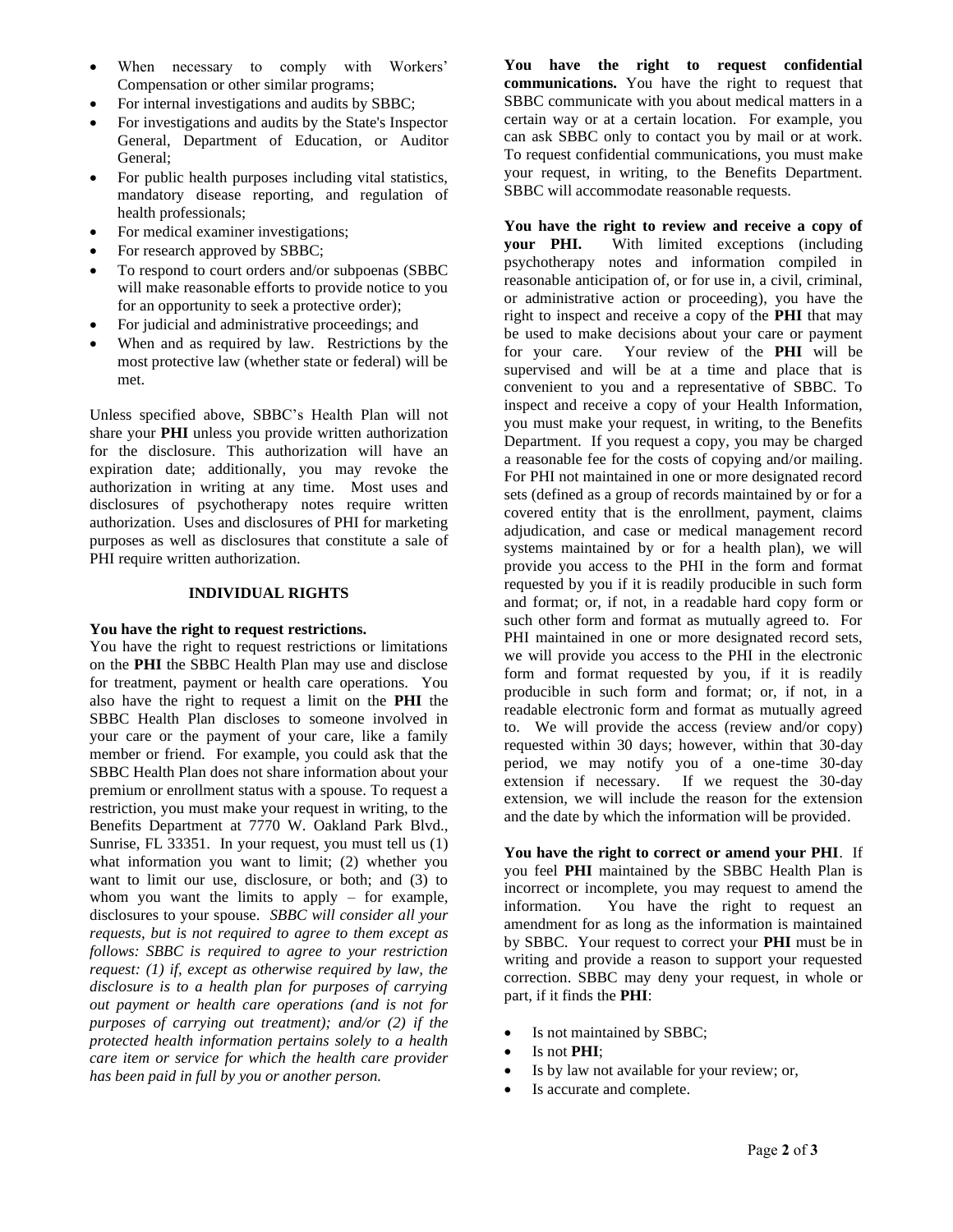- When necessary to comply with Workers' Compensation or other similar programs;
- For internal investigations and audits by SBBC;
- For investigations and audits by the State's Inspector General, Department of Education, or Auditor General;
- For public health purposes including vital statistics, mandatory disease reporting, and regulation of health professionals;
- For medical examiner investigations;
- For research approved by SBBC;
- To respond to court orders and/or subpoenas (SBBC will make reasonable efforts to provide notice to you for an opportunity to seek a protective order);
- For judicial and administrative proceedings; and
- When and as required by law. Restrictions by the most protective law (whether state or federal) will be met.

Unless specified above, SBBC's Health Plan will not share your **PHI** unless you provide written authorization for the disclosure. This authorization will have an expiration date; additionally, you may revoke the authorization in writing at any time. Most uses and disclosures of psychotherapy notes require written authorization. Uses and disclosures of PHI for marketing purposes as well as disclosures that constitute a sale of PHI require written authorization.

## INDIVIDUAL RIGHTS

**You have the right to request restrictions.**
You have the right to request restrictions or limitations on the **PHI** the SBBC Health Plan may use and disclose for treatment, payment or health care operations. You also have the right to request a limit on the **PHI** the SBBC Health Plan discloses to someone involved in your care or the payment of your care, like a family member or friend. For example, you could ask that the SBBC Health Plan does not share information about your premium or enrollment status with a spouse. To request a restriction, you must make your request in writing, to the Benefits Department at 7770 W. Oakland Park Blvd., Sunrise, FL 33351. In your request, you must tell us (1) what information you want to limit; (2) whether you want to limit our use, disclosure, or both; and (3) to whom you want the limits to apply – for example, disclosures to your spouse. *SBBC will consider all your requests, but is not required to agree to them except as follows: SBBC is required to agree to your restriction request: (1) if, except as otherwise required by law, the disclosure is to a health plan for purposes of carrying out payment or health care operations (and is not for purposes of carrying out treatment); and/or (2) if the protected health information pertains solely to a health care item or service for which the health care provider has been paid in full by you or another person.*

**You have the right to request confidential communications.** You have the right to request that SBBC communicate with you about medical matters in a certain way or at a certain location. For example, you can ask SBBC only to contact you by mail or at work. To request confidential communications, you must make your request, in writing, to the Benefits Department. SBBC will accommodate reasonable requests.

**You have the right to review and receive a copy of your PHI.** With limited exceptions (including psychotherapy notes and information compiled in reasonable anticipation of, or for use in, a civil, criminal, or administrative action or proceeding), you have the right to inspect and receive a copy of the **PHI** that may be used to make decisions about your care or payment for your care. Your review of the **PHI** will be supervised and will be at a time and place that is convenient to you and a representative of SBBC. To inspect and receive a copy of your Health Information, you must make your request, in writing, to the Benefits Department. If you request a copy, you may be charged a reasonable fee for the costs of copying and/or mailing. For PHI not maintained in one or more designated record sets (defined as a group of records maintained by or for a covered entity that is the enrollment, payment, claims adjudication, and case or medical management record systems maintained by or for a health plan), we will provide you access to the PHI in the form and format requested by you if it is readily producible in such form and format; or, if not, in a readable hard copy form or such other form and format as mutually agreed to. For PHI maintained in one or more designated record sets, we will provide you access to the PHI in the electronic form and format requested by you, if it is readily producible in such form and format; or, if not, in a readable electronic form and format as mutually agreed to. We will provide the access (review and/or copy) requested within 30 days; however, within that 30-day period, we may notify you of a one-time 30-day extension if necessary. If we request the 30-day extension, we will include the reason for the extension and the date by which the information will be provided.

**You have the right to correct or amend your PHI**. If you feel **PHI** maintained by the SBBC Health Plan is incorrect or incomplete, you may request to amend the information. You have the right to request an amendment for as long as the information is maintained by SBBC. Your request to correct your **PHI** must be in writing and provide a reason to support your requested correction. SBBC may deny your request, in whole or part, if it finds the **PHI**:

- Is not maintained by SBBC;
- Is not **PHI**;
- Is by law not available for your review; or,
- Is accurate and complete.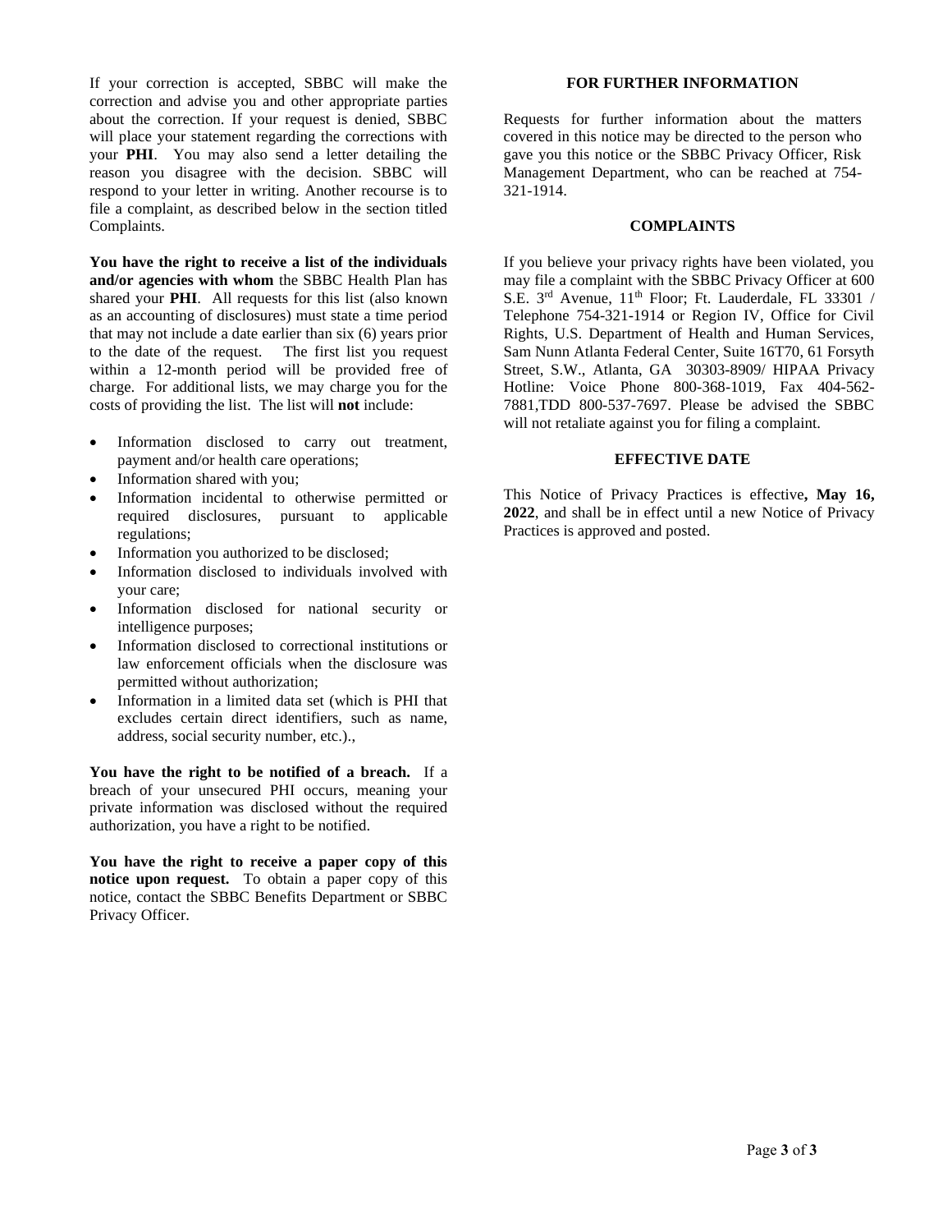If your correction is accepted, SBBC will make the correction and advise you and other appropriate parties about the correction. If your request is denied, SBBC will place your statement regarding the corrections with your **PHI**. You may also send a letter detailing the reason you disagree with the decision. SBBC will respond to your letter in writing. Another recourse is to file a complaint, as described below in the section titled Complaints.

**You have the right to receive a list of the individuals and/or agencies with whom** the SBBC Health Plan has shared your **PHI**. All requests for this list (also known as an accounting of disclosures) must state a time period that may not include a date earlier than six (6) years prior to the date of the request. The first list you request within a 12-month period will be provided free of charge. For additional lists, we may charge you for the costs of providing the list. The list will **not** include:

- Information disclosed to carry out treatment, payment and/or health care operations;
- Information shared with you;
- Information incidental to otherwise permitted or required disclosures, pursuant to applicable regulations;
- Information you authorized to be disclosed;
- Information disclosed to individuals involved with your care;
- Information disclosed for national security or intelligence purposes;
- Information disclosed to correctional institutions or law enforcement officials when the disclosure was permitted without authorization;
- Information in a limited data set (which is PHI that excludes certain direct identifiers, such as name, address, social security number, etc.).,

**You have the right to be notified of a breach.** If a breach of your unsecured PHI occurs, meaning your private information was disclosed without the required authorization, you have a right to be notified.

**You have the right to receive a paper copy of this notice upon request.** To obtain a paper copy of this notice, contact the SBBC Benefits Department or SBBC Privacy Officer.

## FOR FURTHER INFORMATION

Requests for further information about the matters covered in this notice may be directed to the person who gave you this notice or the SBBC Privacy Officer, Risk Management Department, who can be reached at 754-321-1914.

## COMPLAINTS

If you believe your privacy rights have been violated, you may file a complaint with the SBBC Privacy Officer at 600 S.E. 3rd Avenue, 11th Floor; Ft. Lauderdale, FL 33301 / Telephone 754-321-1914 or Region IV, Office for Civil Rights, U.S. Department of Health and Human Services, Sam Nunn Atlanta Federal Center, Suite 16T70, 61 Forsyth Street, S.W., Atlanta, GA 30303-8909/ HIPAA Privacy Hotline: Voice Phone 800-368-1019, Fax 404-562-7881,TDD 800-537-7697. Please be advised the SBBC will not retaliate against you for filing a complaint.

## EFFECTIVE DATE

This Notice of Privacy Practices is effective**, May 16, 2022**, and shall be in effect until a new Notice of Privacy Practices is approved and posted.